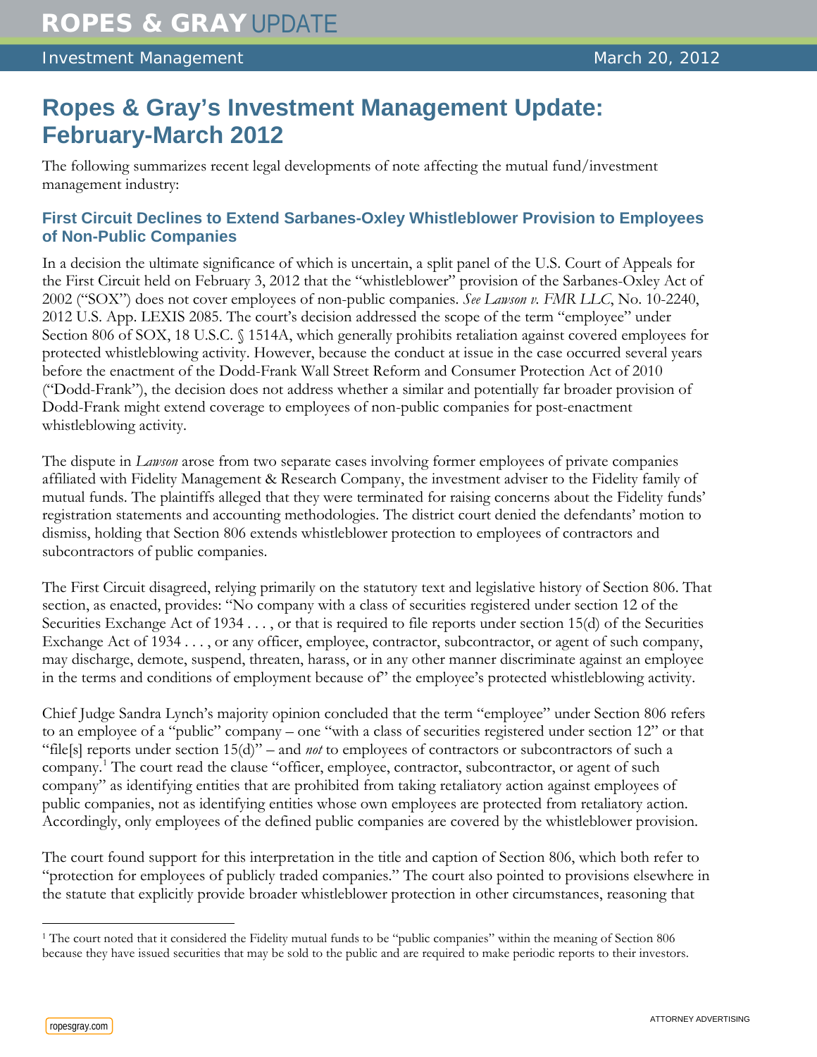# Ropes & Gray's Investment Management Update: February-March 2012

The following summarizes recent legal developments of note affecting the mutual fund/investment management industry:

## First Circuit Declines to Extend Sarbanes-Oxley Whistleblower Provision to Employees of Non-Public Companies

In a decision the ultimate significance of which is uncertain, a split panel of the U.S. Court of Appeals for the First Circuit held on February 3, 2012 that the "whistleblower" provision of the Sarbanes-Oxley Act of 2002 ("SOX") does not cover employees of non-public companies. *See Lawson v. FMR LLC*, No. 10-2240, 2012 U.S. App. LEXIS 2085. The court's decision addressed the scope of the term "employee" under Section 806 of SOX, 18 U.S.C. § 1514A, which generally prohibits retaliation against covered employees for protected whistleblowing activity. However, because the conduct at issue in the case occurred several years before the enactment of the Dodd-Frank Wall Street Reform and Consumer Protection Act of 2010 ("Dodd-Frank"), the decision does not address whether a similar and potentially far broader provision of Dodd-Frank might extend coverage to employees of non-public companies for post-enactment whistleblowing activity.

The dispute in *Lawson* arose from two separate cases involving former employees of private companies affiliated with Fidelity Management & Research Company, the investment adviser to the Fidelity family of mutual funds. The plaintiffs alleged that they were terminated for raising concerns about the Fidelity funds' registration statements and accounting methodologies. The district court denied the defendants' motion to dismiss, holding that Section 806 extends whistleblower protection to employees of contractors and subcontractors of public companies.

The First Circuit disagreed, relying primarily on the statutory text and legislative history of Section 806. That section, as enacted, provides: "No company with a class of securities registered under section 12 of the Securities Exchange Act of 1934 . . . , or that is required to file reports under section 15(d) of the Securities Exchange Act of 1934 . . . , or any officer, employee, contractor, subcontractor, or agent of such company, may discharge, demote, suspend, threaten, harass, or in any other manner discriminate against an employee in the terms and conditions of employment because of" the employee's protected whistleblowing activity.

Chief Judge Sandra Lynch's majority opinion concluded that the term "employee" under Section 806 refers to an employee of a "public" company – one "with a class of securities registered under section 12" or that "file[s] reports under section 15(d)" – and *not* to employees of contractors or subcontractors of such a company.[1] The court read the clause "officer, employee, contractor, subcontractor, or agent of such company" as identifying entities that are prohibited from taking retaliatory action against employees of public companies, not as identifying entities whose own employees are protected from retaliatory action. Accordingly, only employees of the defined public companies are covered by the whistleblower provision.

The court found support for this interpretation in the title and caption of Section 806, which both refer to "protection for employees of publicly traded companies." The court also pointed to provisions elsewhere in the statute that explicitly provide broader whistleblower protection in other circumstances, reasoning that

[1] The court noted that it considered the Fidelity mutual funds to be "public companies" within the meaning of Section 806 because they have issued securities that may be sold to the public and are required to make periodic reports to their investors.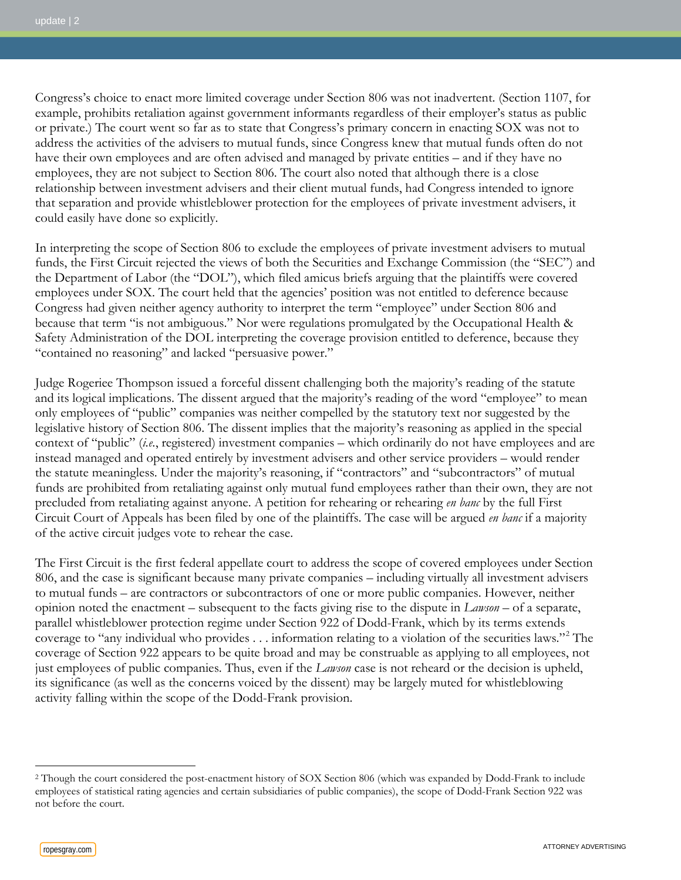Congress's choice to enact more limited coverage under Section 806 was not inadvertent. (Section 1107, for example, prohibits retaliation against government informants regardless of their employer's status as public or private.) The court went so far as to state that Congress's primary concern in enacting SOX was not to address the activities of the advisers to mutual funds, since Congress knew that mutual funds often do not have their own employees and are often advised and managed by private entities – and if they have no employees, they are not subject to Section 806. The court also noted that although there is a close relationship between investment advisers and their client mutual funds, had Congress intended to ignore that separation and provide whistleblower protection for the employees of private investment advisers, it could easily have done so explicitly.

In interpreting the scope of Section 806 to exclude the employees of private investment advisers to mutual funds, the First Circuit rejected the views of both the Securities and Exchange Commission (the "SEC") and the Department of Labor (the "DOL"), which filed amicus briefs arguing that the plaintiffs were covered employees under SOX. The court held that the agencies' position was not entitled to deference because Congress had given neither agency authority to interpret the term "employee" under Section 806 and because that term "is not ambiguous." Nor were regulations promulgated by the Occupational Health & Safety Administration of the DOL interpreting the coverage provision entitled to deference, because they "contained no reasoning" and lacked "persuasive power."

Judge Rogeriee Thompson issued a forceful dissent challenging both the majority's reading of the statute and its logical implications. The dissent argued that the majority's reading of the word "employee" to mean only employees of "public" companies was neither compelled by the statutory text nor suggested by the legislative history of Section 806. The dissent implies that the majority's reasoning as applied in the special context of "public" (*i.e.*, registered) investment companies – which ordinarily do not have employees and are instead managed and operated entirely by investment advisers and other service providers – would render the statute meaningless. Under the majority's reasoning, if "contractors" and "subcontractors" of mutual funds are prohibited from retaliating against only mutual fund employees rather than their own, they are not precluded from retaliating against anyone. A petition for rehearing or rehearing *en banc* by the full First Circuit Court of Appeals has been filed by one of the plaintiffs. The case will be argued *en banc* if a majority of the active circuit judges vote to rehear the case.

The First Circuit is the first federal appellate court to address the scope of covered employees under Section 806, and the case is significant because many private companies – including virtually all investment advisers to mutual funds – are contractors or subcontractors of one or more public companies. However, neither opinion noted the enactment – subsequent to the facts giving rise to the dispute in *Lawson* – of a separate, parallel whistleblower protection regime under Section 922 of Dodd-Frank, which by its terms extends coverage to "any individual who provides . . . information relating to a violation of the securities laws."[2] The coverage of Section 922 appears to be quite broad and may be construable as applying to all employees, not just employees of public companies. Thus, even if the *Lawson* case is not reheard or the decision is upheld, its significance (as well as the concerns voiced by the dissent) may be largely muted for whistleblowing activity falling within the scope of the Dodd-Frank provision.

---

[2] Though the court considered the post-enactment history of SOX Section 806 (which was expanded by Dodd-Frank to include employees of statistical rating agencies and certain subsidiaries of public companies), the scope of Dodd-Frank Section 922 was not before the court.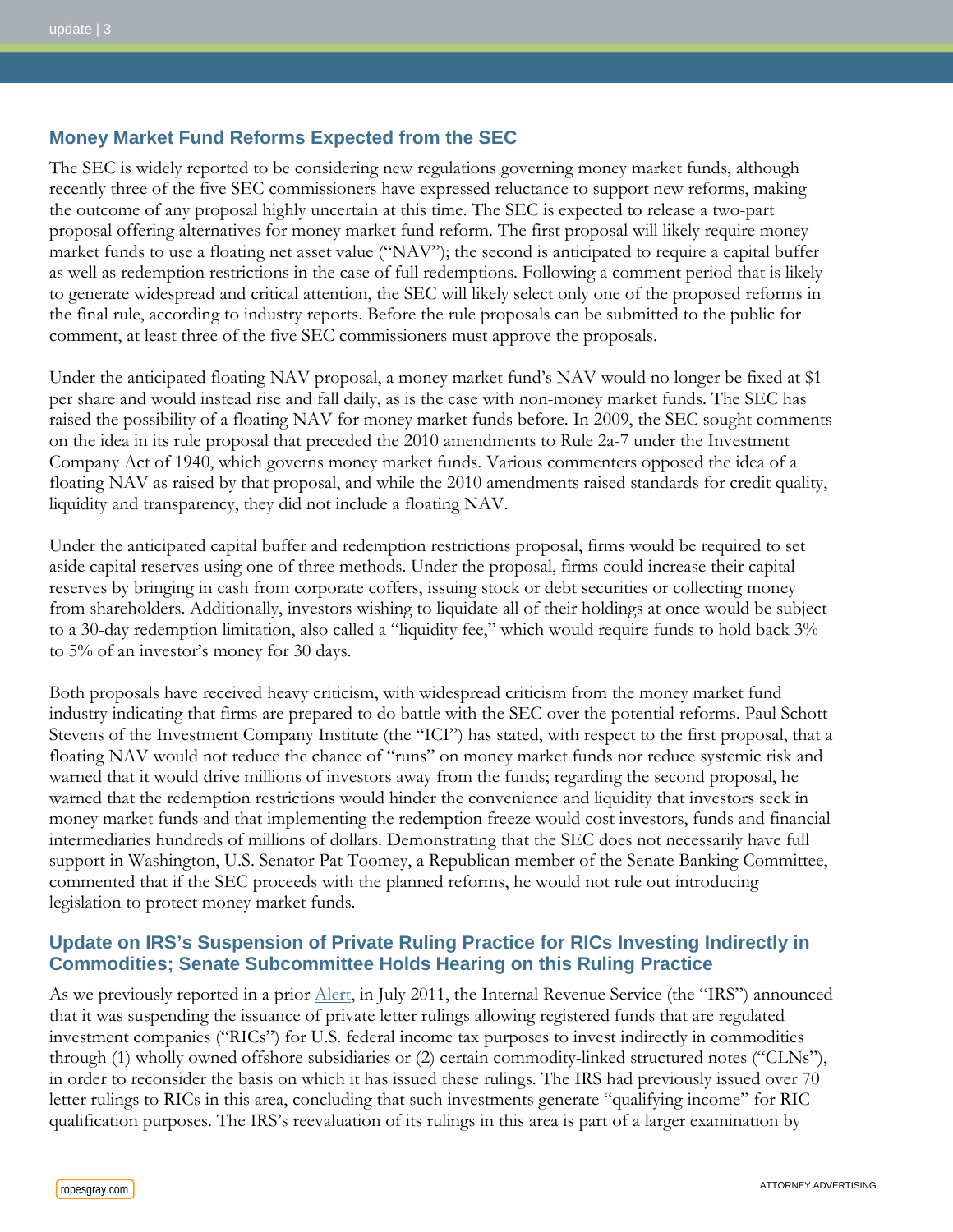## Money Market Fund Reforms Expected from the SEC

The SEC is widely reported to be considering new regulations governing money market funds, although recently three of the five SEC commissioners have expressed reluctance to support new reforms, making the outcome of any proposal highly uncertain at this time. The SEC is expected to release a two-part proposal offering alternatives for money market fund reform. The first proposal will likely require money market funds to use a floating net asset value ("NAV"); the second is anticipated to require a capital buffer as well as redemption restrictions in the case of full redemptions. Following a comment period that is likely to generate widespread and critical attention, the SEC will likely select only one of the proposed reforms in the final rule, according to industry reports. Before the rule proposals can be submitted to the public for comment, at least three of the five SEC commissioners must approve the proposals.

Under the anticipated floating NAV proposal, a money market fund's NAV would no longer be fixed at $1 per share and would instead rise and fall daily, as is the case with non-money market funds. The SEC has raised the possibility of a floating NAV for money market funds before. In 2009, the SEC sought comments on the idea in its rule proposal that preceded the 2010 amendments to Rule 2a-7 under the Investment Company Act of 1940, which governs money market funds. Various commenters opposed the idea of a floating NAV as raised by that proposal, and while the 2010 amendments raised standards for credit quality, liquidity and transparency, they did not include a floating NAV.

Under the anticipated capital buffer and redemption restrictions proposal, firms would be required to set aside capital reserves using one of three methods. Under the proposal, firms could increase their capital reserves by bringing in cash from corporate coffers, issuing stock or debt securities or collecting money from shareholders. Additionally, investors wishing to liquidate all of their holdings at once would be subject to a 30-day redemption limitation, also called a "liquidity fee," which would require funds to hold back 3% to 5% of an investor's money for 30 days.

Both proposals have received heavy criticism, with widespread criticism from the money market fund industry indicating that firms are prepared to do battle with the SEC over the potential reforms. Paul Schott Stevens of the Investment Company Institute (the "ICI") has stated, with respect to the first proposal, that a floating NAV would not reduce the chance of "runs" on money market funds nor reduce systemic risk and warned that it would drive millions of investors away from the funds; regarding the second proposal, he warned that the redemption restrictions would hinder the convenience and liquidity that investors seek in money market funds and that implementing the redemption freeze would cost investors, funds and financial intermediaries hundreds of millions of dollars. Demonstrating that the SEC does not necessarily have full support in Washington, U.S. Senator Pat Toomey, a Republican member of the Senate Banking Committee, commented that if the SEC proceeds with the planned reforms, he would not rule out introducing legislation to protect money market funds.

## Update on IRS's Suspension of Private Ruling Practice for RICs Investing Indirectly in Commodities; Senate Subcommittee Holds Hearing on this Ruling Practice

As we previously reported in a prior Alert, in July 2011, the Internal Revenue Service (the "IRS") announced that it was suspending the issuance of private letter rulings allowing registered funds that are regulated investment companies ("RICs") for U.S. federal income tax purposes to invest indirectly in commodities through (1) wholly owned offshore subsidiaries or (2) certain commodity-linked structured notes ("CLNs"), in order to reconsider the basis on which it has issued these rulings. The IRS had previously issued over 70 letter rulings to RICs in this area, concluding that such investments generate "qualifying income" for RIC qualification purposes. The IRS's reevaluation of its rulings in this area is part of a larger examination by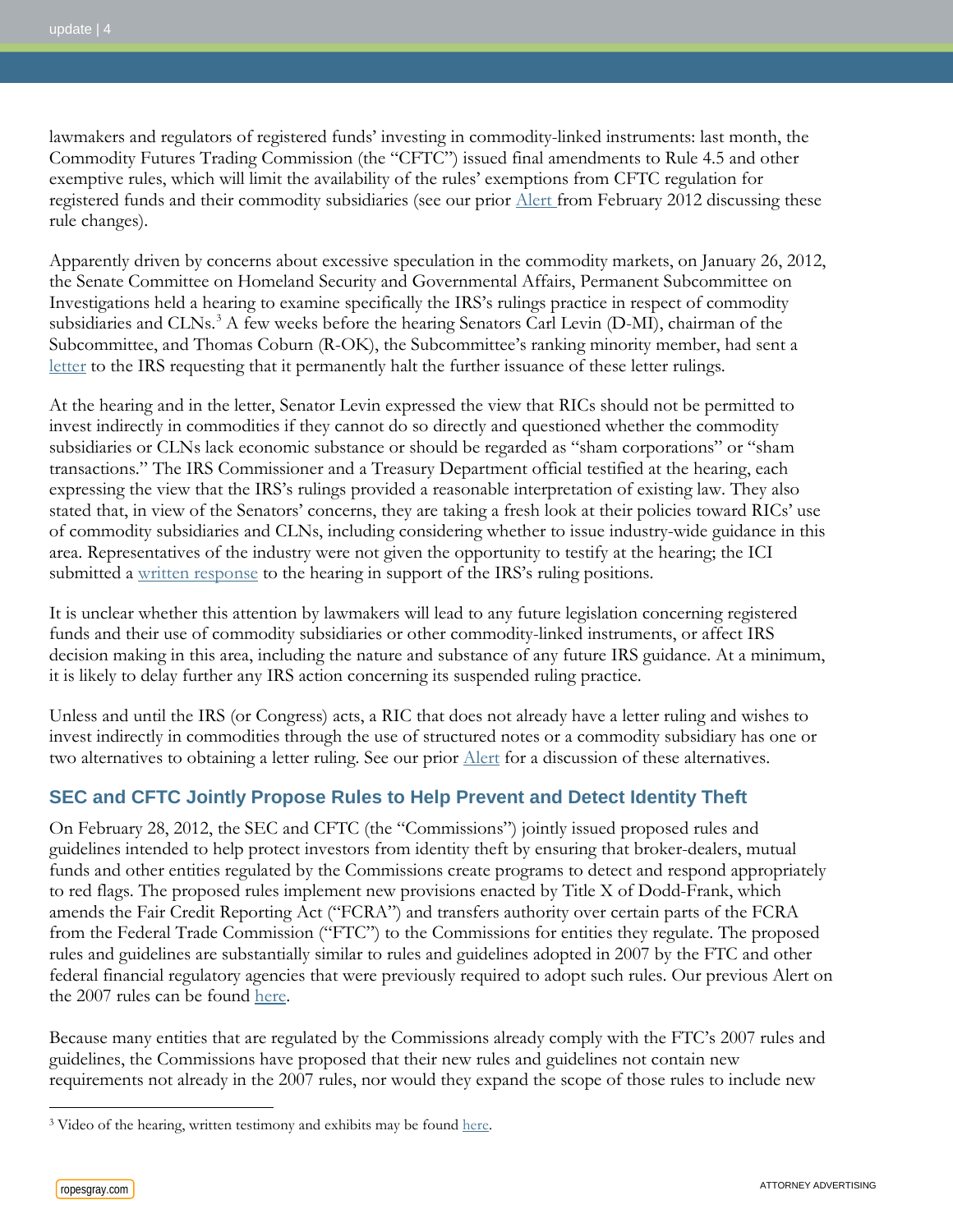lawmakers and regulators of registered funds' investing in commodity-linked instruments: last month, the Commodity Futures Trading Commission (the "CFTC") issued final amendments to Rule 4.5 and other exemptive rules, which will limit the availability of the rules' exemptions from CFTC regulation for registered funds and their commodity subsidiaries (see our prior Alert from February 2012 discussing these rule changes).

Apparently driven by concerns about excessive speculation in the commodity markets, on January 26, 2012, the Senate Committee on Homeland Security and Governmental Affairs, Permanent Subcommittee on Investigations held a hearing to examine specifically the IRS's rulings practice in respect of commodity subsidiaries and CLNs.[3] A few weeks before the hearing Senators Carl Levin (D-MI), chairman of the Subcommittee, and Thomas Coburn (R-OK), the Subcommittee's ranking minority member, had sent a letter to the IRS requesting that it permanently halt the further issuance of these letter rulings.

At the hearing and in the letter, Senator Levin expressed the view that RICs should not be permitted to invest indirectly in commodities if they cannot do so directly and questioned whether the commodity subsidiaries or CLNs lack economic substance or should be regarded as "sham corporations" or "sham transactions." The IRS Commissioner and a Treasury Department official testified at the hearing, each expressing the view that the IRS's rulings provided a reasonable interpretation of existing law. They also stated that, in view of the Senators' concerns, they are taking a fresh look at their policies toward RICs' use of commodity subsidiaries and CLNs, including considering whether to issue industry-wide guidance in this area. Representatives of the industry were not given the opportunity to testify at the hearing; the ICI submitted a written response to the hearing in support of the IRS's ruling positions.

It is unclear whether this attention by lawmakers will lead to any future legislation concerning registered funds and their use of commodity subsidiaries or other commodity-linked instruments, or affect IRS decision making in this area, including the nature and substance of any future IRS guidance. At a minimum, it is likely to delay further any IRS action concerning its suspended ruling practice.

Unless and until the IRS (or Congress) acts, a RIC that does not already have a letter ruling and wishes to invest indirectly in commodities through the use of structured notes or a commodity subsidiary has one or two alternatives to obtaining a letter ruling. See our prior Alert for a discussion of these alternatives.

## SEC and CFTC Jointly Propose Rules to Help Prevent and Detect Identity Theft

On February 28, 2012, the SEC and CFTC (the "Commissions") jointly issued proposed rules and guidelines intended to help protect investors from identity theft by ensuring that broker-dealers, mutual funds and other entities regulated by the Commissions create programs to detect and respond appropriately to red flags. The proposed rules implement new provisions enacted by Title X of Dodd-Frank, which amends the Fair Credit Reporting Act ("FCRA") and transfers authority over certain parts of the FCRA from the Federal Trade Commission ("FTC") to the Commissions for entities they regulate. The proposed rules and guidelines are substantially similar to rules and guidelines adopted in 2007 by the FTC and other federal financial regulatory agencies that were previously required to adopt such rules. Our previous Alert on the 2007 rules can be found here.

Because many entities that are regulated by the Commissions already comply with the FTC's 2007 rules and guidelines, the Commissions have proposed that their new rules and guidelines not contain new requirements not already in the 2007 rules, nor would they expand the scope of those rules to include new

[3] Video of the hearing, written testimony and exhibits may be found here.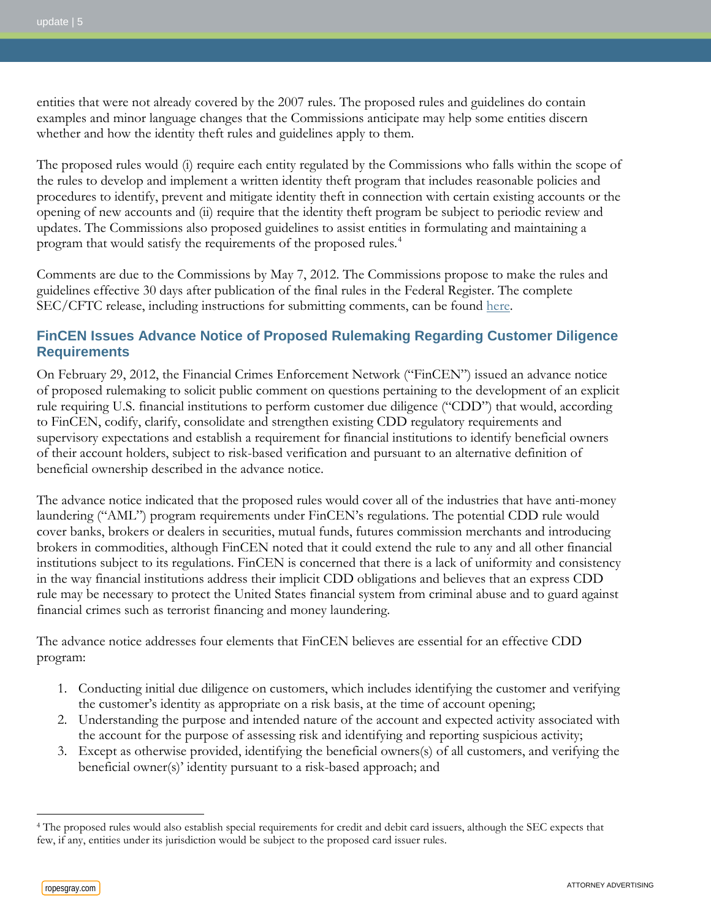entities that were not already covered by the 2007 rules. The proposed rules and guidelines do contain examples and minor language changes that the Commissions anticipate may help some entities discern whether and how the identity theft rules and guidelines apply to them.

The proposed rules would (i) require each entity regulated by the Commissions who falls within the scope of the rules to develop and implement a written identity theft program that includes reasonable policies and procedures to identify, prevent and mitigate identity theft in connection with certain existing accounts or the opening of new accounts and (ii) require that the identity theft program be subject to periodic review and updates. The Commissions also proposed guidelines to assist entities in formulating and maintaining a program that would satisfy the requirements of the proposed rules.[4]

Comments are due to the Commissions by May 7, 2012. The Commissions propose to make the rules and guidelines effective 30 days after publication of the final rules in the Federal Register. The complete SEC/CFTC release, including instructions for submitting comments, can be found here.

### FinCEN Issues Advance Notice of Proposed Rulemaking Regarding Customer Diligence Requirements

On February 29, 2012, the Financial Crimes Enforcement Network ("FinCEN") issued an advance notice of proposed rulemaking to solicit public comment on questions pertaining to the development of an explicit rule requiring U.S. financial institutions to perform customer due diligence ("CDD") that would, according to FinCEN, codify, clarify, consolidate and strengthen existing CDD regulatory requirements and supervisory expectations and establish a requirement for financial institutions to identify beneficial owners of their account holders, subject to risk-based verification and pursuant to an alternative definition of beneficial ownership described in the advance notice.

The advance notice indicated that the proposed rules would cover all of the industries that have anti-money laundering ("AML") program requirements under FinCEN's regulations. The potential CDD rule would cover banks, brokers or dealers in securities, mutual funds, futures commission merchants and introducing brokers in commodities, although FinCEN noted that it could extend the rule to any and all other financial institutions subject to its regulations. FinCEN is concerned that there is a lack of uniformity and consistency in the way financial institutions address their implicit CDD obligations and believes that an express CDD rule may be necessary to protect the United States financial system from criminal abuse and to guard against financial crimes such as terrorist financing and money laundering.

The advance notice addresses four elements that FinCEN believes are essential for an effective CDD program:

1. Conducting initial due diligence on customers, which includes identifying the customer and verifying the customer's identity as appropriate on a risk basis, at the time of account opening;
2. Understanding the purpose and intended nature of the account and expected activity associated with the account for the purpose of assessing risk and identifying and reporting suspicious activity;
3. Except as otherwise provided, identifying the beneficial owners(s) of all customers, and verifying the beneficial owner(s)' identity pursuant to a risk-based approach; and

---

[4] The proposed rules would also establish special requirements for credit and debit card issuers, although the SEC expects that few, if any, entities under its jurisdiction would be subject to the proposed card issuer rules.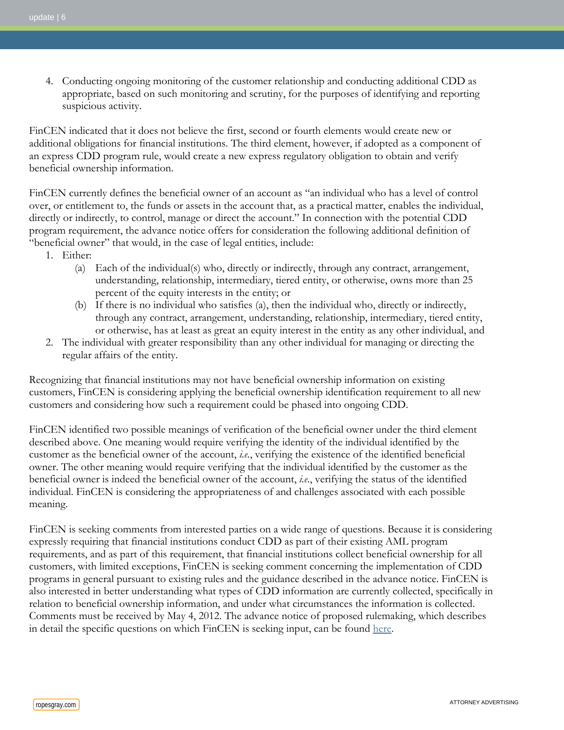4. Conducting ongoing monitoring of the customer relationship and conducting additional CDD as appropriate, based on such monitoring and scrutiny, for the purposes of identifying and reporting suspicious activity.

FinCEN indicated that it does not believe the first, second or fourth elements would create new or additional obligations for financial institutions. The third element, however, if adopted as a component of an express CDD program rule, would create a new express regulatory obligation to obtain and verify beneficial ownership information.

FinCEN currently defines the beneficial owner of an account as "an individual who has a level of control over, or entitlement to, the funds or assets in the account that, as a practical matter, enables the individual, directly or indirectly, to control, manage or direct the account." In connection with the potential CDD program requirement, the advance notice offers for consideration the following additional definition of "beneficial owner" that would, in the case of legal entities, include:

1. Either:
   - (a) Each of the individual(s) who, directly or indirectly, through any contract, arrangement, understanding, relationship, intermediary, tiered entity, or otherwise, owns more than 25 percent of the equity interests in the entity; or
   - (b) If there is no individual who satisfies (a), then the individual who, directly or indirectly, through any contract, arrangement, understanding, relationship, intermediary, tiered entity, or otherwise, has at least as great an equity interest in the entity as any other individual, and
2. The individual with greater responsibility than any other individual for managing or directing the regular affairs of the entity.

Recognizing that financial institutions may not have beneficial ownership information on existing customers, FinCEN is considering applying the beneficial ownership identification requirement to all new customers and considering how such a requirement could be phased into ongoing CDD.

FinCEN identified two possible meanings of verification of the beneficial owner under the third element described above. One meaning would require verifying the identity of the individual identified by the customer as the beneficial owner of the account, *i.e.*, verifying the existence of the identified beneficial owner. The other meaning would require verifying that the individual identified by the customer as the beneficial owner is indeed the beneficial owner of the account, *i.e.*, verifying the status of the identified individual. FinCEN is considering the appropriateness of and challenges associated with each possible meaning.

FinCEN is seeking comments from interested parties on a wide range of questions. Because it is considering expressly requiring that financial institutions conduct CDD as part of their existing AML program requirements, and as part of this requirement, that financial institutions collect beneficial ownership for all customers, with limited exceptions, FinCEN is seeking comment concerning the implementation of CDD programs in general pursuant to existing rules and the guidance described in the advance notice. FinCEN is also interested in better understanding what types of CDD information are currently collected, specifically in relation to beneficial ownership information, and under what circumstances the information is collected. Comments must be received by May 4, 2012. The advance notice of proposed rulemaking, which describes in detail the specific questions on which FinCEN is seeking input, can be found here.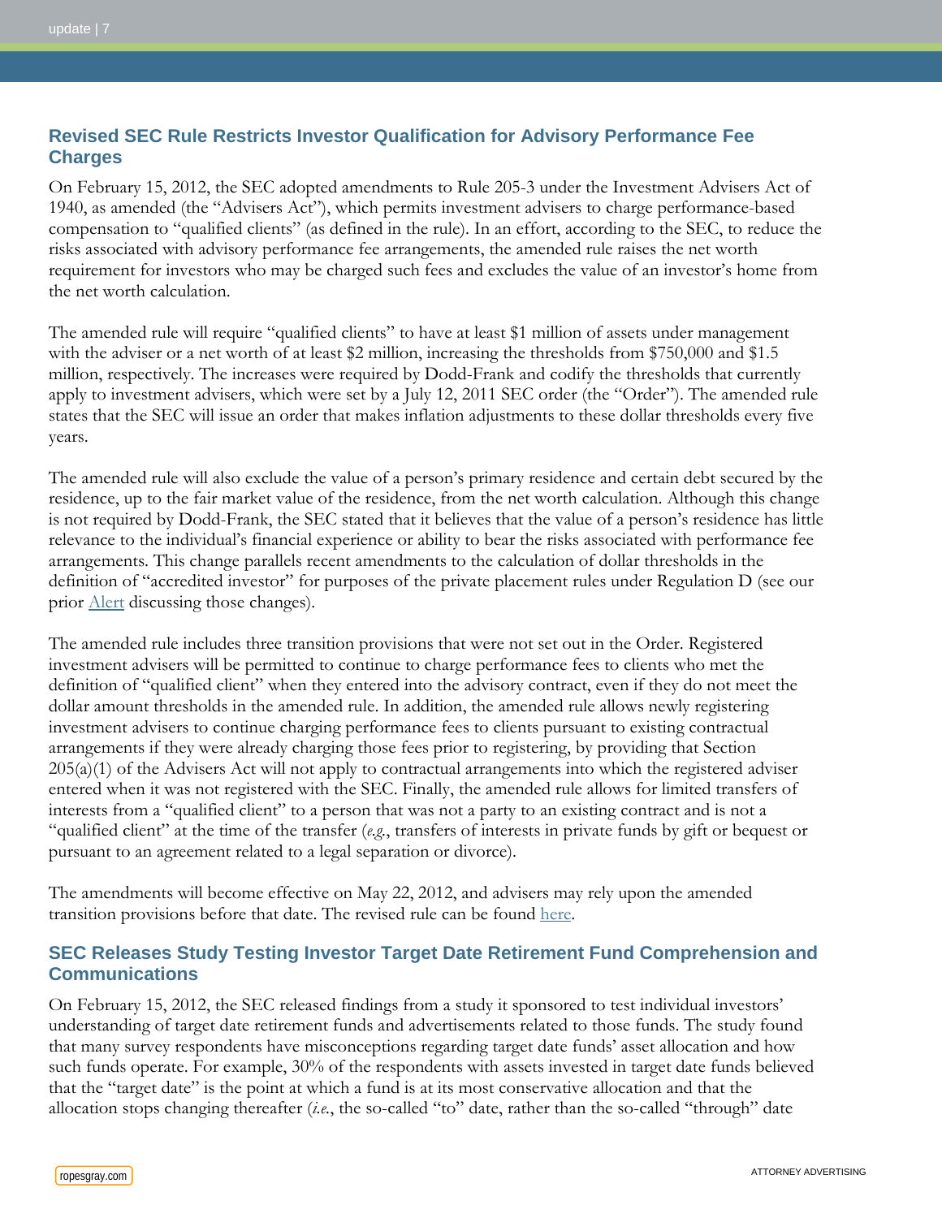## Revised SEC Rule Restricts Investor Qualification for Advisory Performance Fee Charges

On February 15, 2012, the SEC adopted amendments to Rule 205-3 under the Investment Advisers Act of 1940, as amended (the "Advisers Act"), which permits investment advisers to charge performance-based compensation to "qualified clients" (as defined in the rule). In an effort, according to the SEC, to reduce the risks associated with advisory performance fee arrangements, the amended rule raises the net worth requirement for investors who may be charged such fees and excludes the value of an investor's home from the net worth calculation.

The amended rule will require "qualified clients" to have at least $1 million of assets under management with the adviser or a net worth of at least $2 million, increasing the thresholds from $750,000 and $1.5 million, respectively. The increases were required by Dodd-Frank and codify the thresholds that currently apply to investment advisers, which were set by a July 12, 2011 SEC order (the "Order"). The amended rule states that the SEC will issue an order that makes inflation adjustments to these dollar thresholds every five years.

The amended rule will also exclude the value of a person's primary residence and certain debt secured by the residence, up to the fair market value of the residence, from the net worth calculation. Although this change is not required by Dodd-Frank, the SEC stated that it believes that the value of a person's residence has little relevance to the individual's financial experience or ability to bear the risks associated with performance fee arrangements. This change parallels recent amendments to the calculation of dollar thresholds in the definition of "accredited investor" for purposes of the private placement rules under Regulation D (see our prior Alert discussing those changes).

The amended rule includes three transition provisions that were not set out in the Order. Registered investment advisers will be permitted to continue to charge performance fees to clients who met the definition of "qualified client" when they entered into the advisory contract, even if they do not meet the dollar amount thresholds in the amended rule. In addition, the amended rule allows newly registering investment advisers to continue charging performance fees to clients pursuant to existing contractual arrangements if they were already charging those fees prior to registering, by providing that Section 205(a)(1) of the Advisers Act will not apply to contractual arrangements into which the registered adviser entered when it was not registered with the SEC. Finally, the amended rule allows for limited transfers of interests from a "qualified client" to a person that was not a party to an existing contract and is not a "qualified client" at the time of the transfer (*e.g.*, transfers of interests in private funds by gift or bequest or pursuant to an agreement related to a legal separation or divorce).

The amendments will become effective on May 22, 2012, and advisers may rely upon the amended transition provisions before that date. The revised rule can be found here.

## SEC Releases Study Testing Investor Target Date Retirement Fund Comprehension and Communications

On February 15, 2012, the SEC released findings from a study it sponsored to test individual investors' understanding of target date retirement funds and advertisements related to those funds. The study found that many survey respondents have misconceptions regarding target date funds' asset allocation and how such funds operate. For example, 30% of the respondents with assets invested in target date funds believed that the "target date" is the point at which a fund is at its most conservative allocation and that the allocation stops changing thereafter (*i.e.*, the so-called "to" date, rather than the so-called "through" date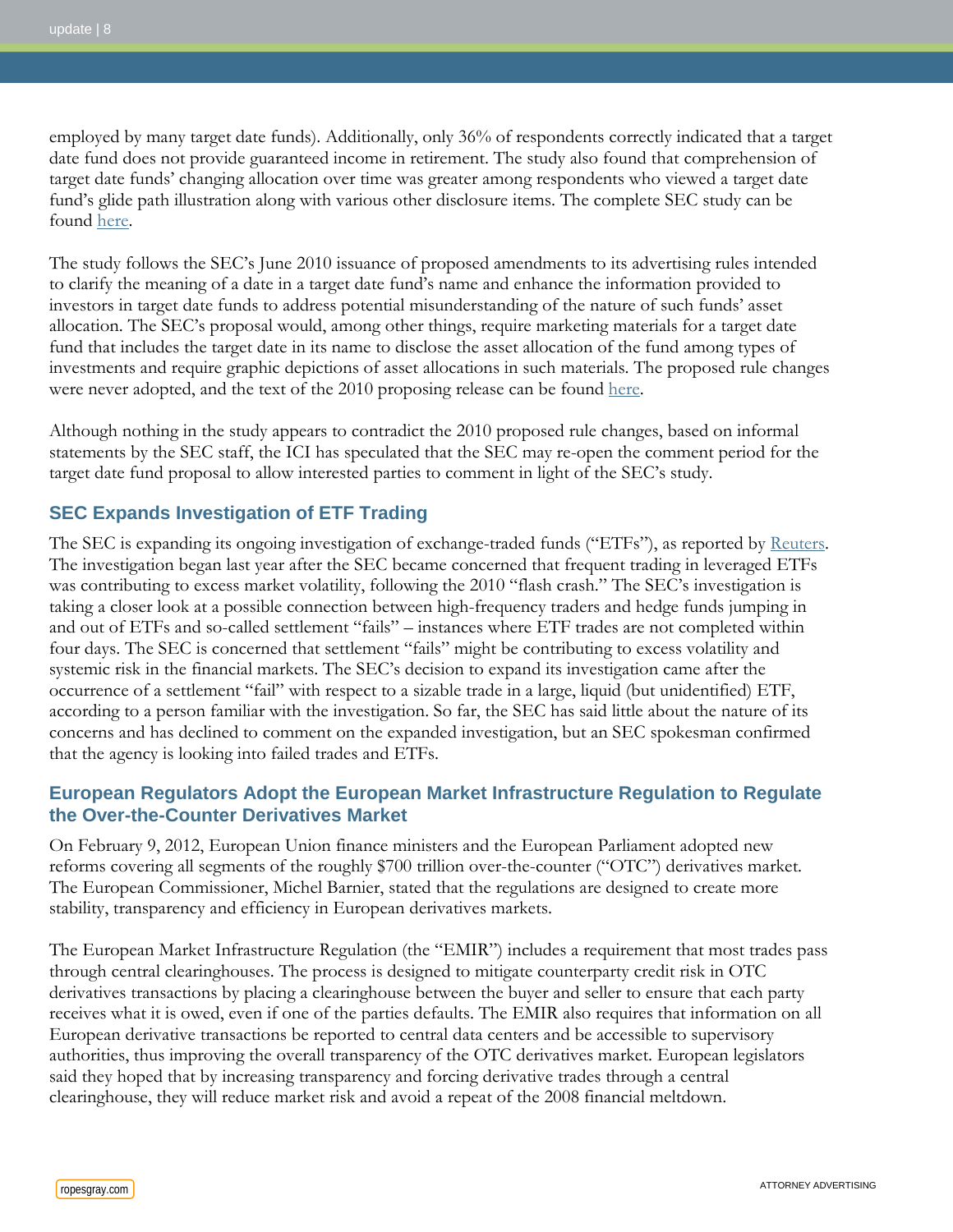employed by many target date funds). Additionally, only 36% of respondents correctly indicated that a target date fund does not provide guaranteed income in retirement. The study also found that comprehension of target date funds' changing allocation over time was greater among respondents who viewed a target date fund's glide path illustration along with various other disclosure items. The complete SEC study can be found here.

The study follows the SEC's June 2010 issuance of proposed amendments to its advertising rules intended to clarify the meaning of a date in a target date fund's name and enhance the information provided to investors in target date funds to address potential misunderstanding of the nature of such funds' asset allocation. The SEC's proposal would, among other things, require marketing materials for a target date fund that includes the target date in its name to disclose the asset allocation of the fund among types of investments and require graphic depictions of asset allocations in such materials. The proposed rule changes were never adopted, and the text of the 2010 proposing release can be found here.

Although nothing in the study appears to contradict the 2010 proposed rule changes, based on informal statements by the SEC staff, the ICI has speculated that the SEC may re-open the comment period for the target date fund proposal to allow interested parties to comment in light of the SEC's study.

## SEC Expands Investigation of ETF Trading

The SEC is expanding its ongoing investigation of exchange-traded funds ("ETFs"), as reported by Reuters. The investigation began last year after the SEC became concerned that frequent trading in leveraged ETFs was contributing to excess market volatility, following the 2010 "flash crash." The SEC's investigation is taking a closer look at a possible connection between high-frequency traders and hedge funds jumping in and out of ETFs and so-called settlement "fails" – instances where ETF trades are not completed within four days. The SEC is concerned that settlement "fails" might be contributing to excess volatility and systemic risk in the financial markets. The SEC's decision to expand its investigation came after the occurrence of a settlement "fail" with respect to a sizable trade in a large, liquid (but unidentified) ETF, according to a person familiar with the investigation. So far, the SEC has said little about the nature of its concerns and has declined to comment on the expanded investigation, but an SEC spokesman confirmed that the agency is looking into failed trades and ETFs.

## European Regulators Adopt the European Market Infrastructure Regulation to Regulate the Over-the-Counter Derivatives Market

On February 9, 2012, European Union finance ministers and the European Parliament adopted new reforms covering all segments of the roughly $700 trillion over-the-counter ("OTC") derivatives market. The European Commissioner, Michel Barnier, stated that the regulations are designed to create more stability, transparency and efficiency in European derivatives markets.

The European Market Infrastructure Regulation (the "EMIR") includes a requirement that most trades pass through central clearinghouses. The process is designed to mitigate counterparty credit risk in OTC derivatives transactions by placing a clearinghouse between the buyer and seller to ensure that each party receives what it is owed, even if one of the parties defaults. The EMIR also requires that information on all European derivative transactions be reported to central data centers and be accessible to supervisory authorities, thus improving the overall transparency of the OTC derivatives market. European legislators said they hoped that by increasing transparency and forcing derivative trades through a central clearinghouse, they will reduce market risk and avoid a repeat of the 2008 financial meltdown.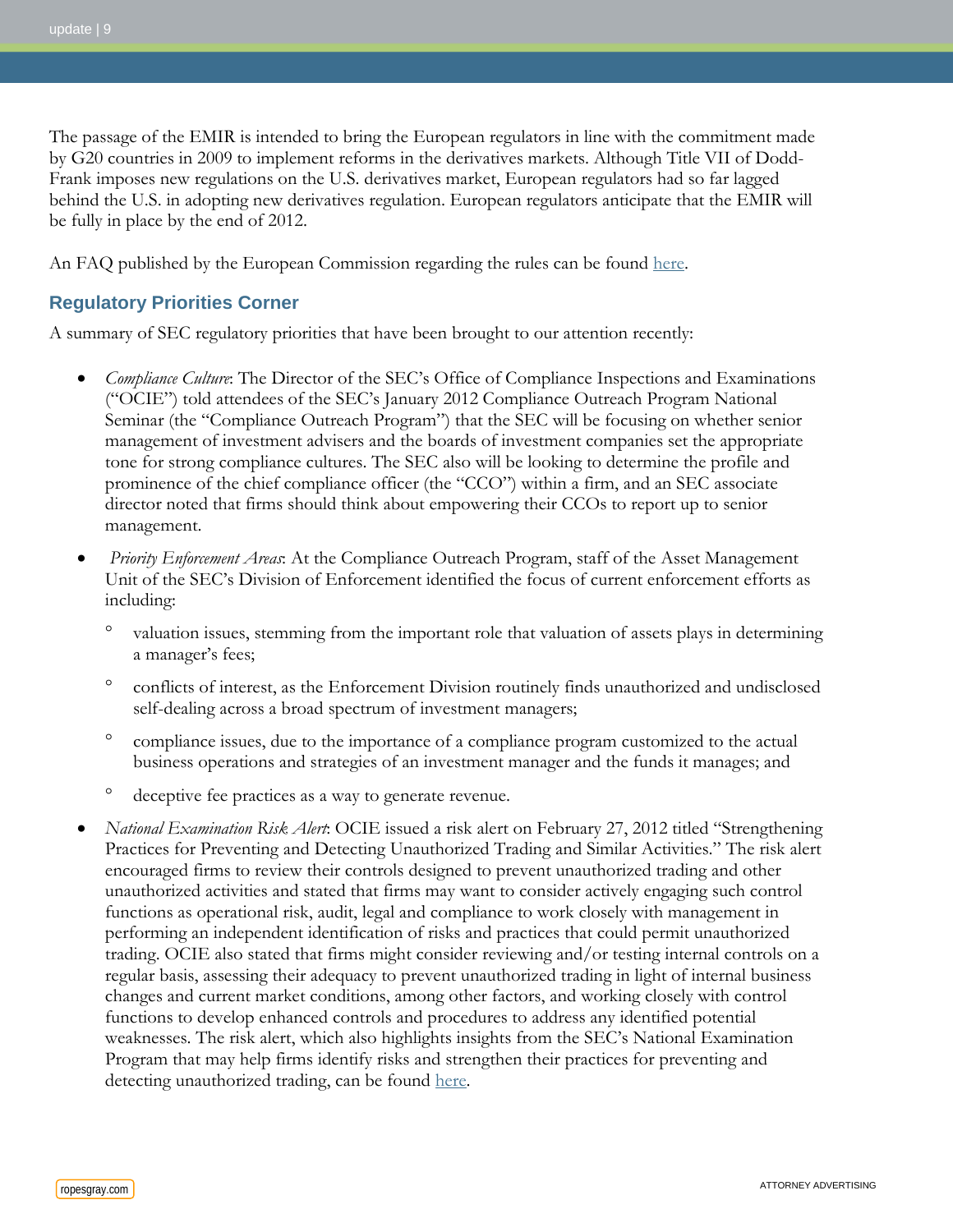The passage of the EMIR is intended to bring the European regulators in line with the commitment made by G20 countries in 2009 to implement reforms in the derivatives markets. Although Title VII of Dodd-Frank imposes new regulations on the U.S. derivatives market, European regulators had so far lagged behind the U.S. in adopting new derivatives regulation. European regulators anticipate that the EMIR will be fully in place by the end of 2012.

An FAQ published by the European Commission regarding the rules can be found here.

## Regulatory Priorities Corner

A summary of SEC regulatory priorities that have been brought to our attention recently:

- *Compliance Culture*: The Director of the SEC's Office of Compliance Inspections and Examinations ("OCIE") told attendees of the SEC's January 2012 Compliance Outreach Program National Seminar (the "Compliance Outreach Program") that the SEC will be focusing on whether senior management of investment advisers and the boards of investment companies set the appropriate tone for strong compliance cultures. The SEC also will be looking to determine the profile and prominence of the chief compliance officer (the "CCO") within a firm, and an SEC associate director noted that firms should think about empowering their CCOs to report up to senior management.
- *Priority Enforcement Areas*: At the Compliance Outreach Program, staff of the Asset Management Unit of the SEC's Division of Enforcement identified the focus of current enforcement efforts as including:
  - valuation issues, stemming from the important role that valuation of assets plays in determining a manager's fees;
  - conflicts of interest, as the Enforcement Division routinely finds unauthorized and undisclosed self-dealing across a broad spectrum of investment managers;
  - compliance issues, due to the importance of a compliance program customized to the actual business operations and strategies of an investment manager and the funds it manages; and
  - deceptive fee practices as a way to generate revenue.
- *National Examination Risk Alert*: OCIE issued a risk alert on February 27, 2012 titled "Strengthening Practices for Preventing and Detecting Unauthorized Trading and Similar Activities." The risk alert encouraged firms to review their controls designed to prevent unauthorized trading and other unauthorized activities and stated that firms may want to consider actively engaging such control functions as operational risk, audit, legal and compliance to work closely with management in performing an independent identification of risks and practices that could permit unauthorized trading. OCIE also stated that firms might consider reviewing and/or testing internal controls on a regular basis, assessing their adequacy to prevent unauthorized trading in light of internal business changes and current market conditions, among other factors, and working closely with control functions to develop enhanced controls and procedures to address any identified potential weaknesses. The risk alert, which also highlights insights from the SEC's National Examination Program that may help firms identify risks and strengthen their practices for preventing and detecting unauthorized trading, can be found here.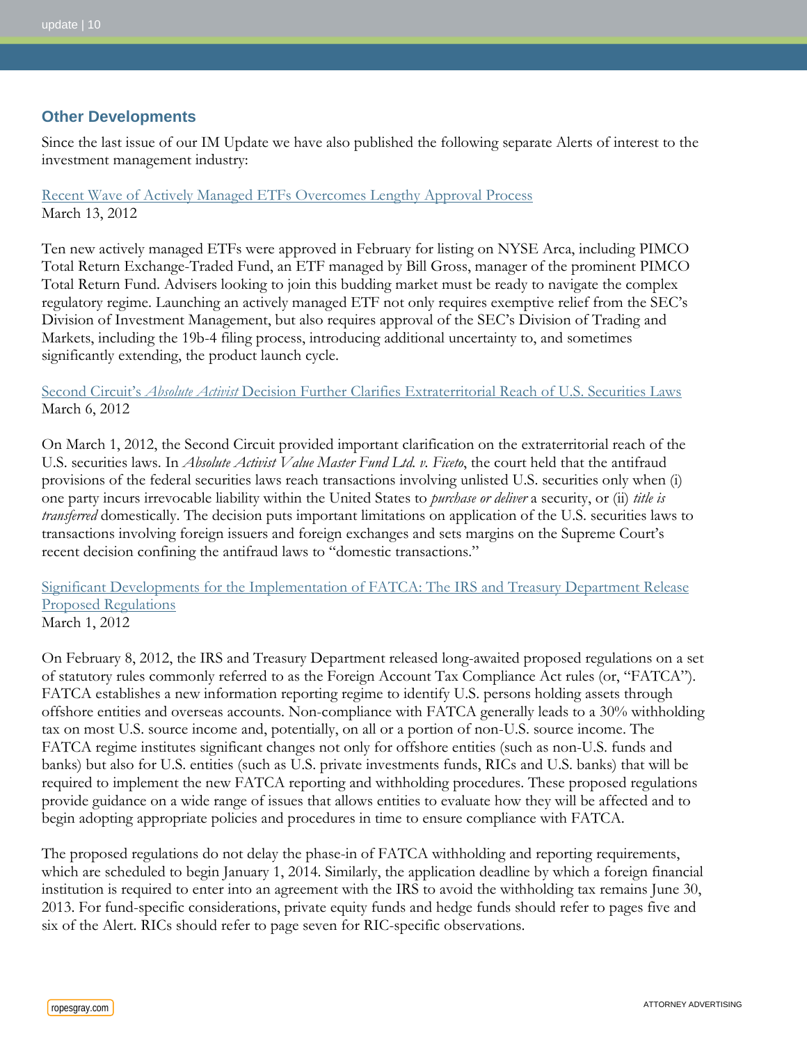## Other Developments

Since the last issue of our IM Update we have also published the following separate Alerts of interest to the investment management industry:

Recent Wave of Actively Managed ETFs Overcomes Lengthy Approval Process
March 13, 2012

Ten new actively managed ETFs were approved in February for listing on NYSE Arca, including PIMCO Total Return Exchange-Traded Fund, an ETF managed by Bill Gross, manager of the prominent PIMCO Total Return Fund. Advisers looking to join this budding market must be ready to navigate the complex regulatory regime. Launching an actively managed ETF not only requires exemptive relief from the SEC's Division of Investment Management, but also requires approval of the SEC's Division of Trading and Markets, including the 19b-4 filing process, introducing additional uncertainty to, and sometimes significantly extending, the product launch cycle.

Second Circuit's *Absolute Activist* Decision Further Clarifies Extraterritorial Reach of U.S. Securities Laws
March 6, 2012

On March 1, 2012, the Second Circuit provided important clarification on the extraterritorial reach of the U.S. securities laws. In *Absolute Activist Value Master Fund Ltd. v. Ficeto*, the court held that the antifraud provisions of the federal securities laws reach transactions involving unlisted U.S. securities only when (i) one party incurs irrevocable liability within the United States to *purchase or deliver* a security, or (ii) *title is transferred* domestically. The decision puts important limitations on application of the U.S. securities laws to transactions involving foreign issuers and foreign exchanges and sets margins on the Supreme Court's recent decision confining the antifraud laws to "domestic transactions."

Significant Developments for the Implementation of FATCA: The IRS and Treasury Department Release Proposed Regulations
March 1, 2012

On February 8, 2012, the IRS and Treasury Department released long-awaited proposed regulations on a set of statutory rules commonly referred to as the Foreign Account Tax Compliance Act rules (or, "FATCA"). FATCA establishes a new information reporting regime to identify U.S. persons holding assets through offshore entities and overseas accounts. Non-compliance with FATCA generally leads to a 30% withholding tax on most U.S. source income and, potentially, on all or a portion of non-U.S. source income. The FATCA regime institutes significant changes not only for offshore entities (such as non-U.S. funds and banks) but also for U.S. entities (such as U.S. private investments funds, RICs and U.S. banks) that will be required to implement the new FATCA reporting and withholding procedures. These proposed regulations provide guidance on a wide range of issues that allows entities to evaluate how they will be affected and to begin adopting appropriate policies and procedures in time to ensure compliance with FATCA.

The proposed regulations do not delay the phase-in of FATCA withholding and reporting requirements, which are scheduled to begin January 1, 2014. Similarly, the application deadline by which a foreign financial institution is required to enter into an agreement with the IRS to avoid the withholding tax remains June 30, 2013. For fund-specific considerations, private equity funds and hedge funds should refer to pages five and six of the Alert. RICs should refer to page seven for RIC-specific observations.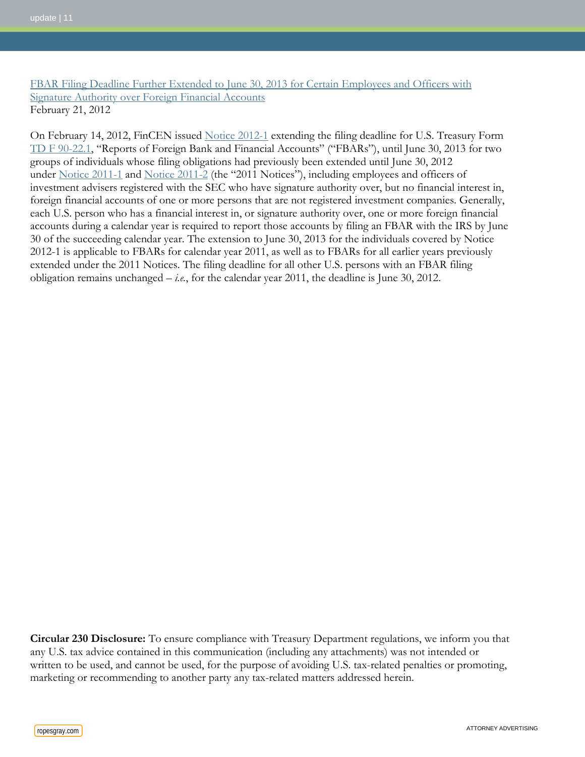FBAR Filing Deadline Further Extended to June 30, 2013 for Certain Employees and Officers with Signature Authority over Foreign Financial Accounts
February 21, 2012

On February 14, 2012, FinCEN issued Notice 2012-1 extending the filing deadline for U.S. Treasury Form TD F 90-22.1, "Reports of Foreign Bank and Financial Accounts" ("FBARs"), until June 30, 2013 for two groups of individuals whose filing obligations had previously been extended until June 30, 2012 under Notice 2011-1 and Notice 2011-2 (the "2011 Notices"), including employees and officers of investment advisers registered with the SEC who have signature authority over, but no financial interest in, foreign financial accounts of one or more persons that are not registered investment companies. Generally, each U.S. person who has a financial interest in, or signature authority over, one or more foreign financial accounts during a calendar year is required to report those accounts by filing an FBAR with the IRS by June 30 of the succeeding calendar year. The extension to June 30, 2013 for the individuals covered by Notice 2012-1 is applicable to FBARs for calendar year 2011, as well as to FBARs for all earlier years previously extended under the 2011 Notices. The filing deadline for all other U.S. persons with an FBAR filing obligation remains unchanged – *i.e.*, for the calendar year 2011, the deadline is June 30, 2012.

**Circular 230 Disclosure:** To ensure compliance with Treasury Department regulations, we inform you that any U.S. tax advice contained in this communication (including any attachments) was not intended or written to be used, and cannot be used, for the purpose of avoiding U.S. tax-related penalties or promoting, marketing or recommending to another party any tax-related matters addressed herein.

ATTORNEY ADVERTISING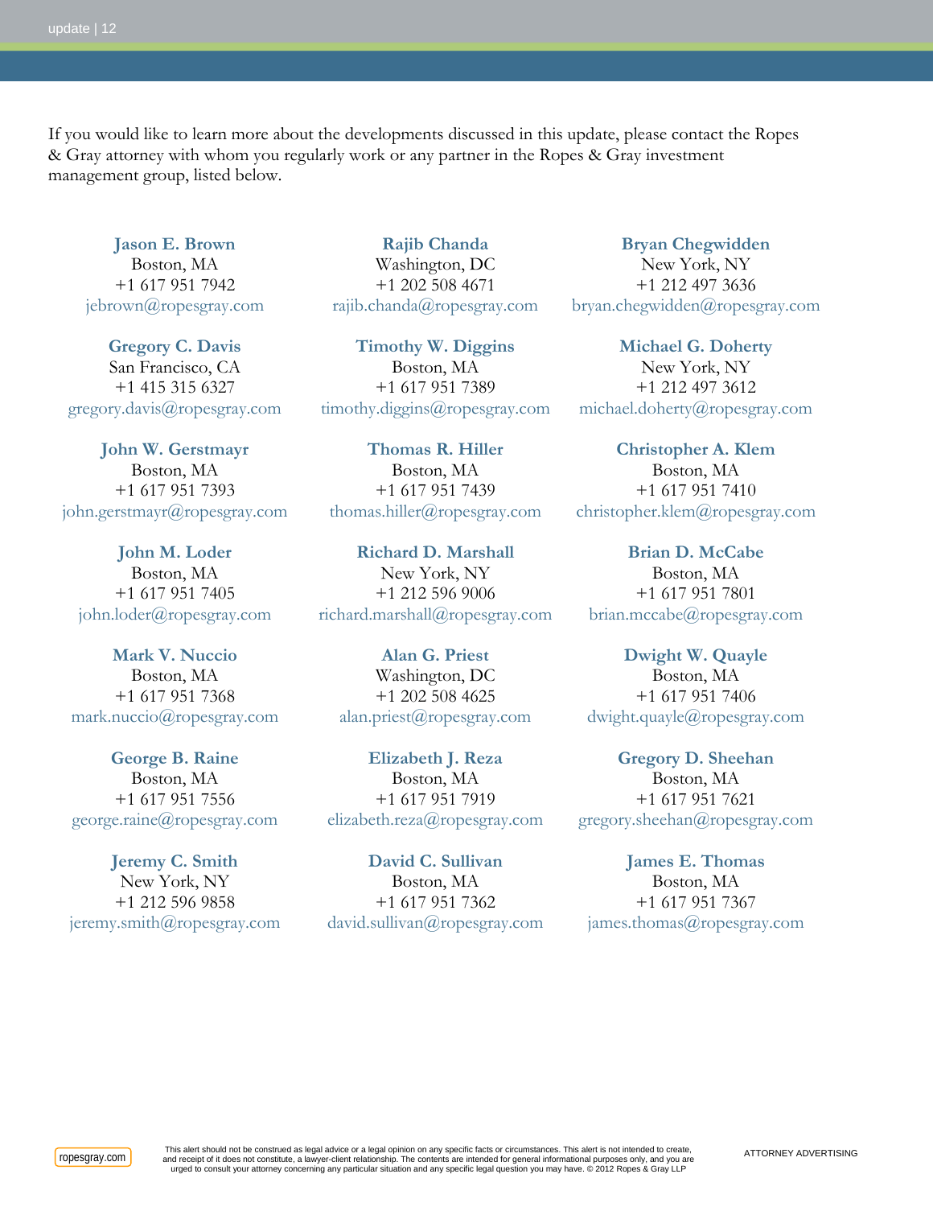If you would like to learn more about the developments discussed in this update, please contact the Ropes & Gray attorney with whom you regularly work or any partner in the Ropes & Gray investment management group, listed below.

**Jason E. Brown**
Boston, MA
+1 617 951 7942
jebrown@ropesgray.com

**Rajib Chanda**
Washington, DC
+1 202 508 4671
rajib.chanda@ropesgray.com

**Bryan Chegwidden**
New York, NY
+1 212 497 3636
bryan.chegwidden@ropesgray.com

**Gregory C. Davis**
San Francisco, CA
+1 415 315 6327
gregory.davis@ropesgray.com

**Timothy W. Diggins**
Boston, MA
+1 617 951 7389
timothy.diggins@ropesgray.com

**Michael G. Doherty**
New York, NY
+1 212 497 3612
michael.doherty@ropesgray.com

**John W. Gerstmayr**
Boston, MA
+1 617 951 7393
john.gerstmayr@ropesgray.com

**Thomas R. Hiller**
Boston, MA
+1 617 951 7439
thomas.hiller@ropesgray.com

**Christopher A. Klem**
Boston, MA
+1 617 951 7410
christopher.klem@ropesgray.com

**John M. Loder**
Boston, MA
+1 617 951 7405
john.loder@ropesgray.com

**Richard D. Marshall**
New York, NY
+1 212 596 9006
richard.marshall@ropesgray.com

**Brian D. McCabe**
Boston, MA
+1 617 951 7801
brian.mccabe@ropesgray.com

**Mark V. Nuccio**
Boston, MA
+1 617 951 7368
mark.nuccio@ropesgray.com

**Alan G. Priest**
Washington, DC
+1 202 508 4625
alan.priest@ropesgray.com

**Dwight W. Quayle**
Boston, MA
+1 617 951 7406
dwight.quayle@ropesgray.com

**George B. Raine**
Boston, MA
+1 617 951 7556
george.raine@ropesgray.com

**Elizabeth J. Reza**
Boston, MA
+1 617 951 7919
elizabeth.reza@ropesgray.com

**Gregory D. Sheehan**
Boston, MA
+1 617 951 7621
gregory.sheehan@ropesgray.com

**Jeremy C. Smith**
New York, NY
+1 212 596 9858
jeremy.smith@ropesgray.com

**David C. Sullivan**
Boston, MA
+1 617 951 7362
david.sullivan@ropesgray.com

**James E. Thomas**
Boston, MA
+1 617 951 7367
james.thomas@ropesgray.com

ropesgray.com

This alert should not be construed as legal advice or a legal opinion on any specific facts or circumstances. This alert is not intended to create, and receipt of it does not constitute, a lawyer-client relationship. The contents are intended for general informational purposes only, and you are urged to consult your attorney concerning any particular situation and any specific legal question you may have. © 2012 Ropes & Gray LLP

ATTORNEY ADVERTISING